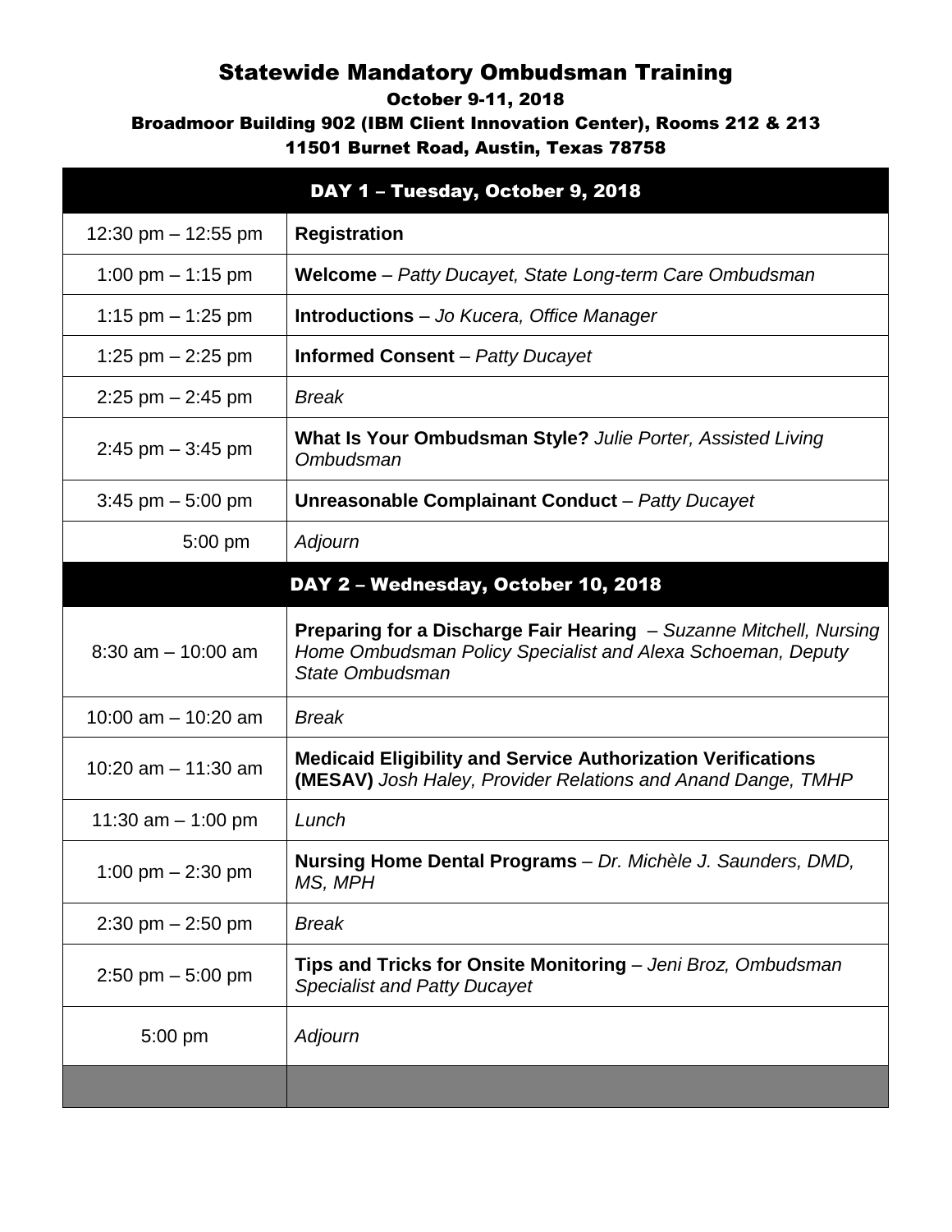# Statewide Mandatory Ombudsman Training

### October 9-11, 2018

### Broadmoor Building 902 (IBM Client Innovation Center), Rooms 212 & 213

### 11501 Burnet Road, Austin, Texas 78758

| DAY 1 – Tuesday, October 9, 2018 | |
|---|---|
| 12:30 pm – 12:55 pm | **Registration** |
| 1:00 pm – 1:15 pm | **Welcome** – *Patty Ducayet, State Long-term Care Ombudsman* |
| 1:15 pm – 1:25 pm | **Introductions** – *Jo Kucera, Office Manager* |
| 1:25 pm – 2:25 pm | **Informed Consent** – *Patty Ducayet* |
| 2:25 pm – 2:45 pm | *Break* |
| 2:45 pm – 3:45 pm | **What Is Your Ombudsman Style?** *Julie Porter, Assisted Living Ombudsman* |
| 3:45 pm – 5:00 pm | **Unreasonable Complainant Conduct** – *Patty Ducayet* |
| 5:00 pm | *Adjourn* |
| **DAY 2 – Wednesday, October 10, 2018** | |
| 8:30 am – 10:00 am | **Preparing for a Discharge Fair Hearing** – *Suzanne Mitchell, Nursing Home Ombudsman Policy Specialist and Alexa Schoeman, Deputy State Ombudsman* |
| 10:00 am – 10:20 am | *Break* |
| 10:20 am – 11:30 am | **Medicaid Eligibility and Service Authorization Verifications (MESAV)** *Josh Haley, Provider Relations and Anand Dange, TMHP* |
| 11:30 am – 1:00 pm | *Lunch* |
| 1:00 pm – 2:30 pm | **Nursing Home Dental Programs** – *Dr. Michèle J. Saunders, DMD, MS, MPH* |
| 2:30 pm – 2:50 pm | *Break* |
| 2:50 pm – 5:00 pm | **Tips and Tricks for Onsite Monitoring** – *Jeni Broz, Ombudsman Specialist and Patty Ducayet* |
| 5:00 pm | *Adjourn* |
| | |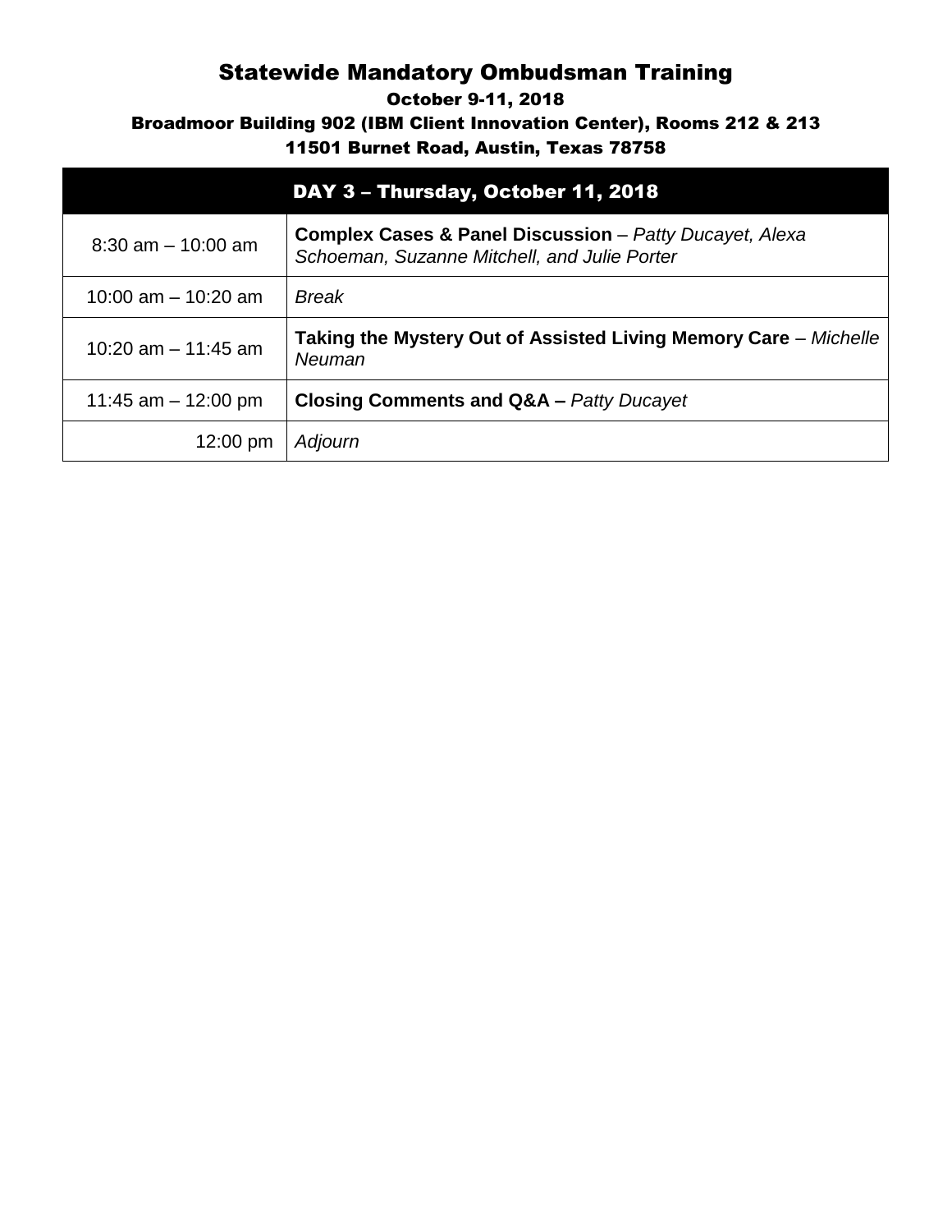# Statewide Mandatory Ombudsman Training

### October 9-11, 2018

### Broadmoor Building 902 (IBM Client Innovation Center), Rooms 212 & 213

### 11501 Burnet Road, Austin, Texas 78758

| DAY 3 – Thursday, October 11, 2018 | |
|---|---|
| 8:30 am – 10:00 am | **Complex Cases & Panel Discussion** – *Patty Ducayet, Alexa Schoeman, Suzanne Mitchell, and Julie Porter* |
| 10:00 am – 10:20 am | *Break* |
| 10:20 am – 11:45 am | **Taking the Mystery Out of Assisted Living Memory Care** – *Michelle Neuman* |
| 11:45 am – 12:00 pm | **Closing Comments and Q&A –** *Patty Ducayet* |
| 12:00 pm | *Adjourn* |